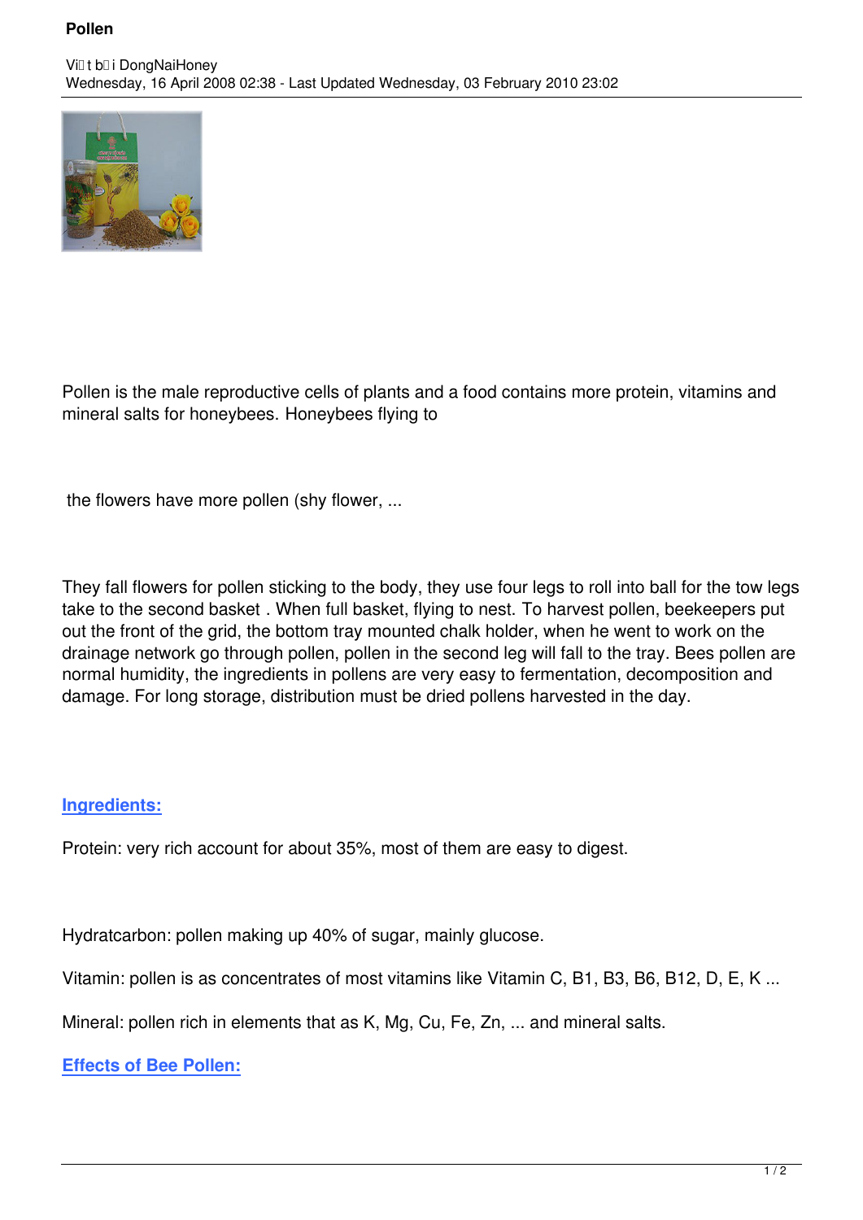# Pollen

Viết bởi DongNaiHoney
Wednesday, 16 April 2008 02:38 - Last Updated Wednesday, 03 February 2010 23:02

Pollen is the male reproductive cells of plants and a food contains more protein, vitamins and mineral salts for honeybees. Honeybees flying to

the flowers have more pollen (shy flower, ...

They fall flowers for pollen sticking to the body, they use four legs to roll into ball for the tow legs take to the second basket . When full basket, flying to nest. To harvest pollen, beekeepers put out the front of the grid, the bottom tray mounted chalk holder, when he went to work on the drainage network go through pollen, pollen in the second leg will fall to the tray. Bees pollen are normal humidity, the ingredients in pollens are very easy to fermentation, decomposition and damage. For long storage, distribution must be dried pollens harvested in the day.

## Ingredients:

Protein: very rich account for about 35%, most of them are easy to digest.

Hydratcarbon: pollen making up 40% of sugar, mainly glucose.

Vitamin: pollen is as concentrates of most vitamins like Vitamin C, B1, B3, B6, B12, D, E, K ...

Mineral: pollen rich in elements that as K, Mg, Cu, Fe, Zn, ... and mineral salts.

## Effects of Bee Pollen: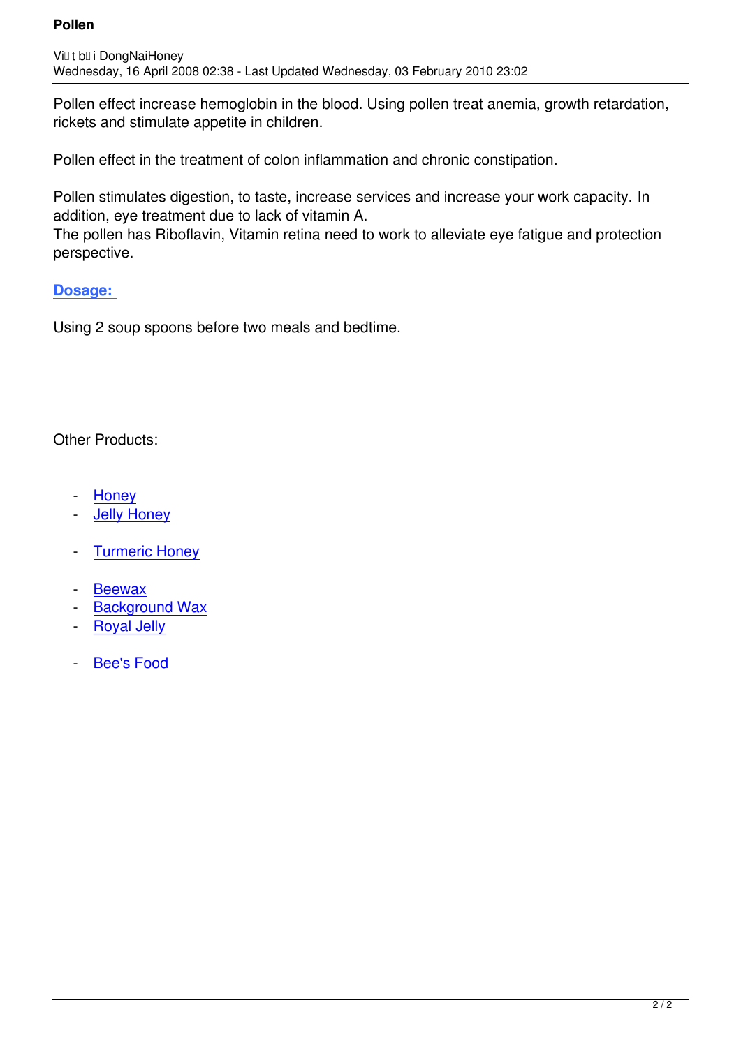Pollen effect increase hemoglobin in the blood. Using pollen treat anemia, growth retardation, rickets and stimulate appetite in children.

Pollen effect in the treatment of colon inflammation and chronic constipation.

Pollen stimulates digestion, to taste, increase services and increase your work capacity. In addition, eye treatment due to lack of vitamin A.
The pollen has Riboflavin, Vitamin retina need to work to alleviate eye fatigue and protection perspective.

**Dosage:**

Using 2 soup spoons before two meals and bedtime.

Other Products:

- Honey
- Jelly Honey
- Turmeric Honey
- Beewax
- Background Wax
- Royal Jelly
- Bee's Food